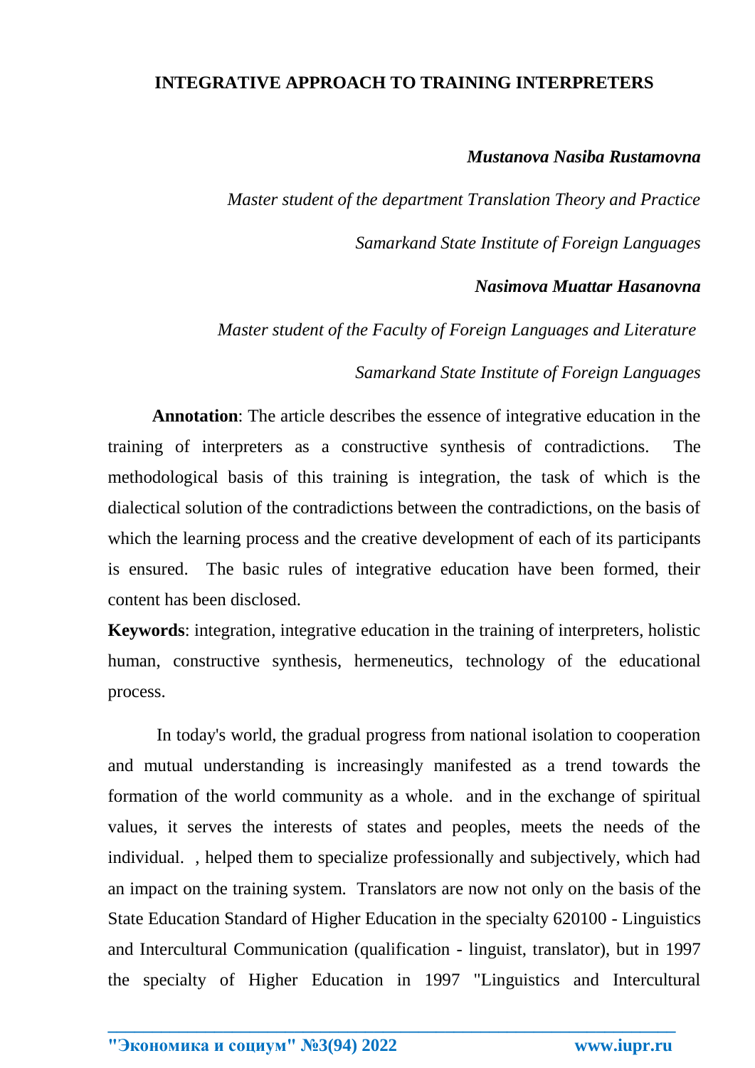# INTEGRATIVE APPROACH TO TRAINING INTERPRETERS

***Mustanova Nasiba Rustamovna***

*Master student of the department Translation Theory and Practice*

*Samarkand State Institute of Foreign Languages*

***Nasimova Muattar Hasanovna***

*Master student of the Faculty of Foreign Languages and Literature*

*Samarkand State Institute of Foreign Languages*

**Annotation**: The article describes the essence of integrative education in the training of interpreters as a constructive synthesis of contradictions. The methodological basis of this training is integration, the task of which is the dialectical solution of the contradictions between the contradictions, on the basis of which the learning process and the creative development of each of its participants is ensured. The basic rules of integrative education have been formed, their content has been disclosed.

**Keywords**: integration, integrative education in the training of interpreters, holistic human, constructive synthesis, hermeneutics, technology of the educational process.

In today's world, the gradual progress from national isolation to cooperation and mutual understanding is increasingly manifested as a trend towards the formation of the world community as a whole. and in the exchange of spiritual values, it serves the interests of states and peoples, meets the needs of the individual. , helped them to specialize professionally and subjectively, which had an impact on the training system. Translators are now not only on the basis of the State Education Standard of Higher Education in the specialty 620100 - Linguistics and Intercultural Communication (qualification - linguist, translator), but in 1997 the specialty of Higher Education in 1997 "Linguistics and Intercultural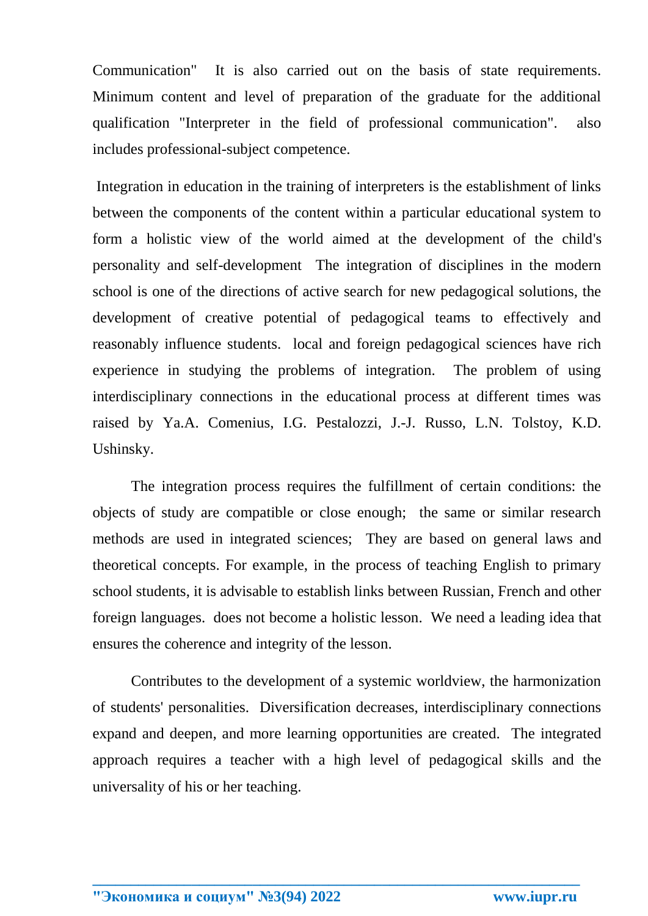Communication" It is also carried out on the basis of state requirements. Minimum content and level of preparation of the graduate for the additional qualification "Interpreter in the field of professional communication". also includes professional-subject competence.

Integration in education in the training of interpreters is the establishment of links between the components of the content within a particular educational system to form a holistic view of the world aimed at the development of the child's personality and self-development The integration of disciplines in the modern school is one of the directions of active search for new pedagogical solutions, the development of creative potential of pedagogical teams to effectively and reasonably influence students. local and foreign pedagogical sciences have rich experience in studying the problems of integration. The problem of using interdisciplinary connections in the educational process at different times was raised by Ya.A. Comenius, I.G. Pestalozzi, J.-J. Russo, L.N. Tolstoy, K.D. Ushinsky.

The integration process requires the fulfillment of certain conditions: the objects of study are compatible or close enough; the same or similar research methods are used in integrated sciences; They are based on general laws and theoretical concepts. For example, in the process of teaching English to primary school students, it is advisable to establish links between Russian, French and other foreign languages. does not become a holistic lesson. We need a leading idea that ensures the coherence and integrity of the lesson.

Contributes to the development of a systemic worldview, the harmonization of students' personalities. Diversification decreases, interdisciplinary connections expand and deepen, and more learning opportunities are created. The integrated approach requires a teacher with a high level of pedagogical skills and the universality of his or her teaching.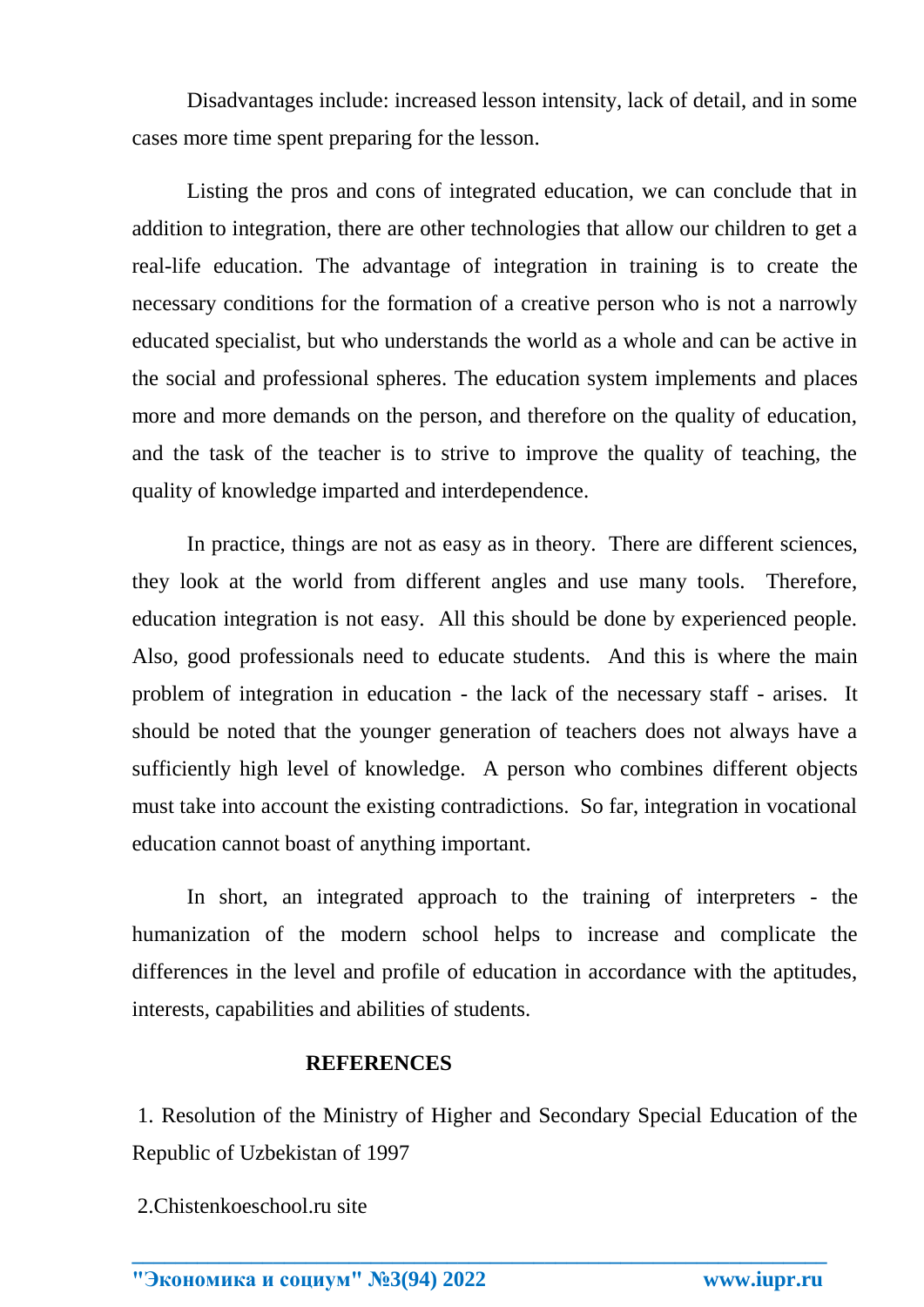Disadvantages include: increased lesson intensity, lack of detail, and in some cases more time spent preparing for the lesson.

Listing the pros and cons of integrated education, we can conclude that in addition to integration, there are other technologies that allow our children to get a real-life education. The advantage of integration in training is to create the necessary conditions for the formation of a creative person who is not a narrowly educated specialist, but who understands the world as a whole and can be active in the social and professional spheres. The education system implements and places more and more demands on the person, and therefore on the quality of education, and the task of the teacher is to strive to improve the quality of teaching, the quality of knowledge imparted and interdependence.

In practice, things are not as easy as in theory. There are different sciences, they look at the world from different angles and use many tools. Therefore, education integration is not easy. All this should be done by experienced people. Also, good professionals need to educate students. And this is where the main problem of integration in education - the lack of the necessary staff - arises. It should be noted that the younger generation of teachers does not always have a sufficiently high level of knowledge. A person who combines different objects must take into account the existing contradictions. So far, integration in vocational education cannot boast of anything important.

In short, an integrated approach to the training of interpreters - the humanization of the modern school helps to increase and complicate the differences in the level and profile of education in accordance with the aptitudes, interests, capabilities and abilities of students.

## REFERENCES

1. Resolution of the Ministry of Higher and Secondary Special Education of the Republic of Uzbekistan of 1997
2. Chistenkoeschool.ru site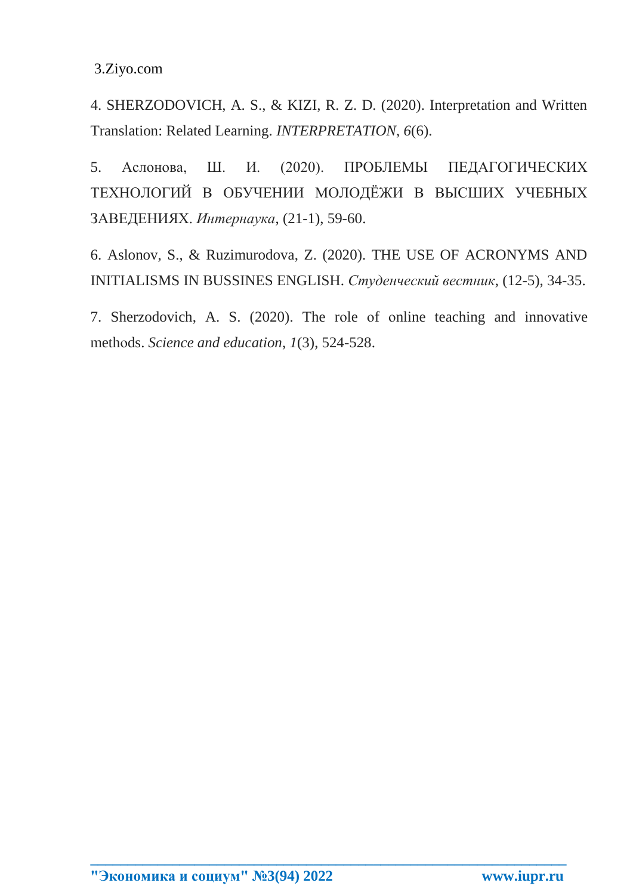3.Ziyo.com

4. SHERZODOVICH, A. S., & KIZI, R. Z. D. (2020). Interpretation and Written Translation: Related Learning. *INTERPRETATION*, *6*(6).

5. Аслонова, Ш. И. (2020). ПРОБЛЕМЫ ПЕДАГОГИЧЕСКИХ ТЕХНОЛОГИЙ В ОБУЧЕНИИ МОЛОДЁЖИ В ВЫСШИХ УЧЕБНЫХ ЗАВЕДЕНИЯХ. *Интернаука*, (21-1), 59-60.

6. Aslonov, S., & Ruzimurodova, Z. (2020). THE USE OF ACRONYMS AND INITIALISMS IN BUSSINES ENGLISH. *Студенческий вестник*, (12-5), 34-35.

7. Sherzodovich, A. S. (2020). The role of online teaching and innovative methods. *Science and education*, *1*(3), 524-528.